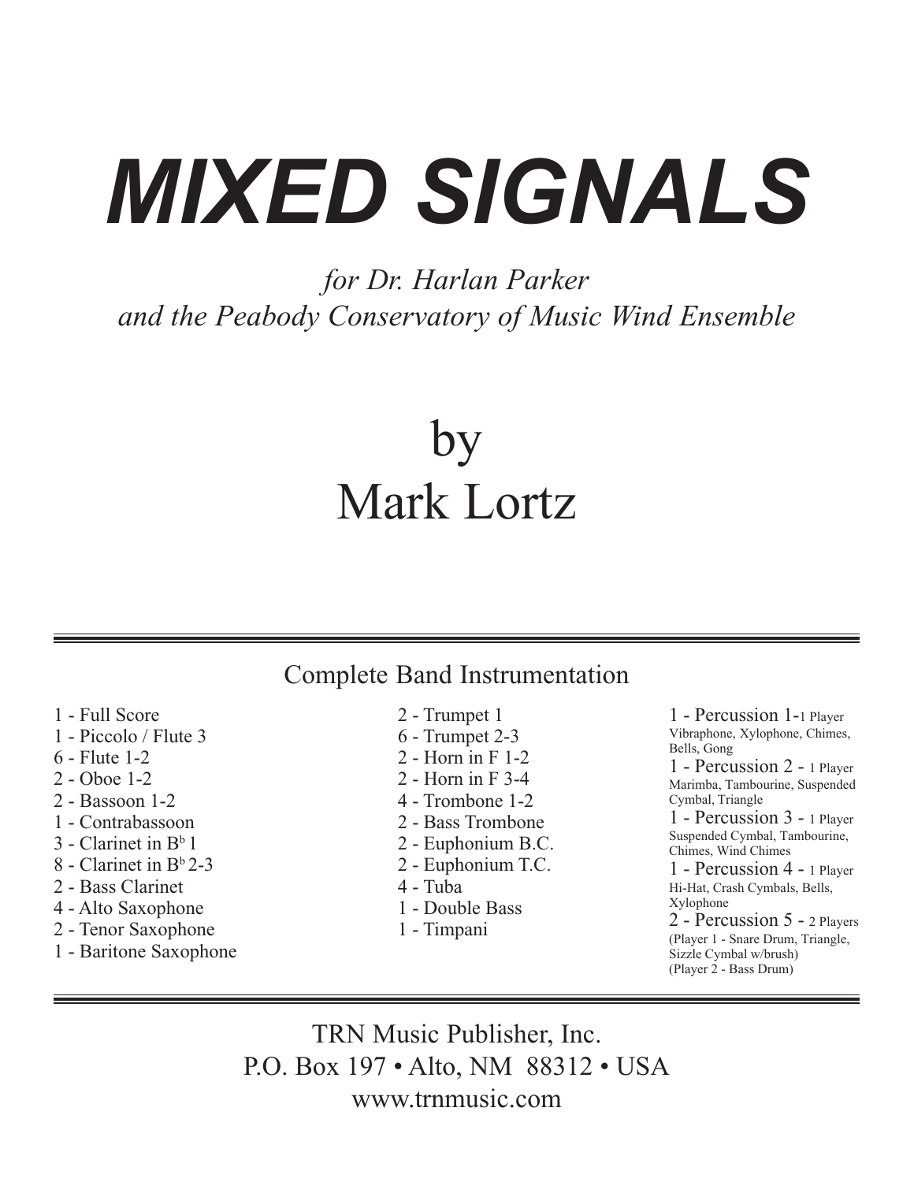# *MIXED SIGNALS*

*for Dr. Harlan Parker*
*and the Peabody Conservatory of Music Wind Ensemble*

## by
## Mark Lortz

---

### Complete Band Instrumentation

- 1 - Full Score
- 1 - Piccolo / Flute 3
- 6 - Flute 1-2
- 2 - Oboe 1-2
- 2 - Bassoon 1-2
- 1 - Contrabassoon
- 3 - Clarinet in B♭ 1
- 8 - Clarinet in B♭ 2-3
- 2 - Bass Clarinet
- 4 - Alto Saxophone
- 2 - Tenor Saxophone
- 1 - Baritone Saxophone
- 2 - Trumpet 1
- 6 - Trumpet 2-3
- 2 - Horn in F 1-2
- 2 - Horn in F 3-4
- 4 - Trombone 1-2
- 2 - Bass Trombone
- 2 - Euphonium B.C.
- 2 - Euphonium T.C.
- 4 - Tuba
- 1 - Double Bass
- 1 - Timpani
- 1 - Percussion 1 - 1 Player
  Vibraphone, Xylophone, Chimes, Bells, Gong
- 1 - Percussion 2 - 1 Player
  Marimba, Tambourine, Suspended Cymbal, Triangle
- 1 - Percussion 3 - 1 Player
  Suspended Cymbal, Tambourine, Chimes, Wind Chimes
- 1 - Percussion 4 - 1 Player
  Hi-Hat, Crash Cymbals, Bells, Xylophone
- 2 - Percussion 5 - 2 Players
  (Player 1 - Snare Drum, Triangle, Sizzle Cymbal w/brush)
  (Player 2 - Bass Drum)

---

TRN Music Publisher, Inc.
P.O. Box 197 • Alto, NM 88312 • USA
www.trnmusic.com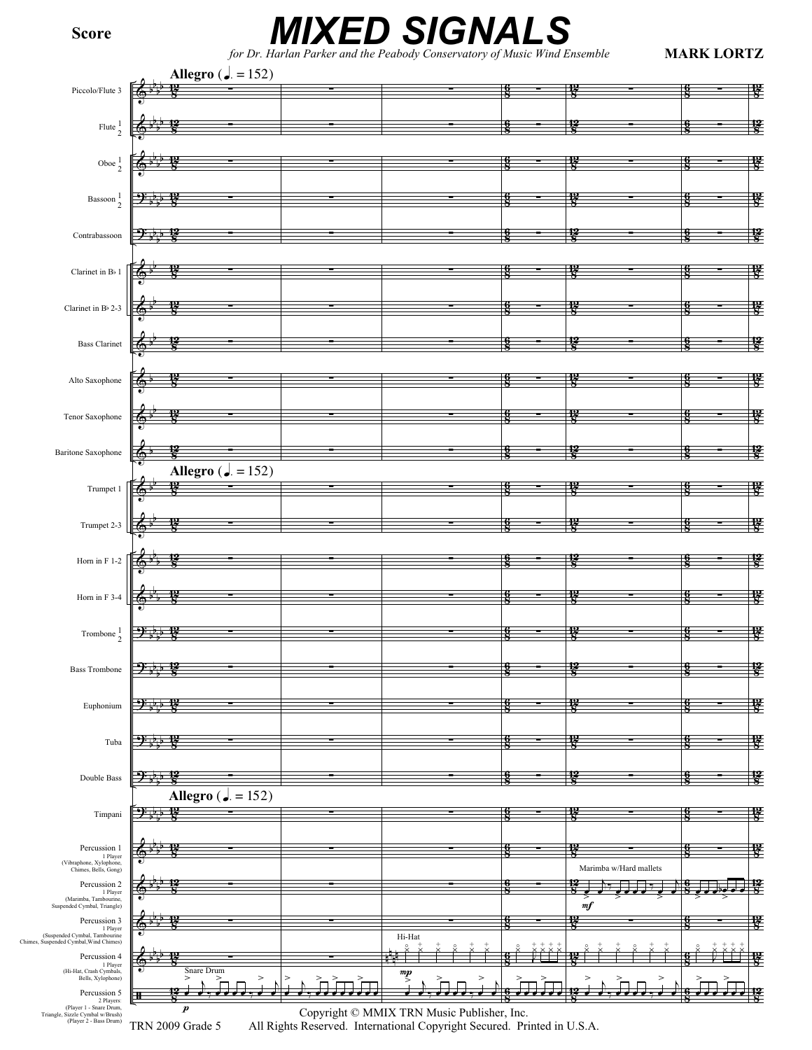Score

# MIXED SIGNALS

*for Dr. Harlan Parker and the Peabody Conservatory of Music Wind Ensemble*

**MARK LORTZ**

Copyright © MMIX TRN Music Publisher, Inc.
All Rights Reserved. International Copyright Secured. Printed in U.S.A.

TRN 2009 Grade 5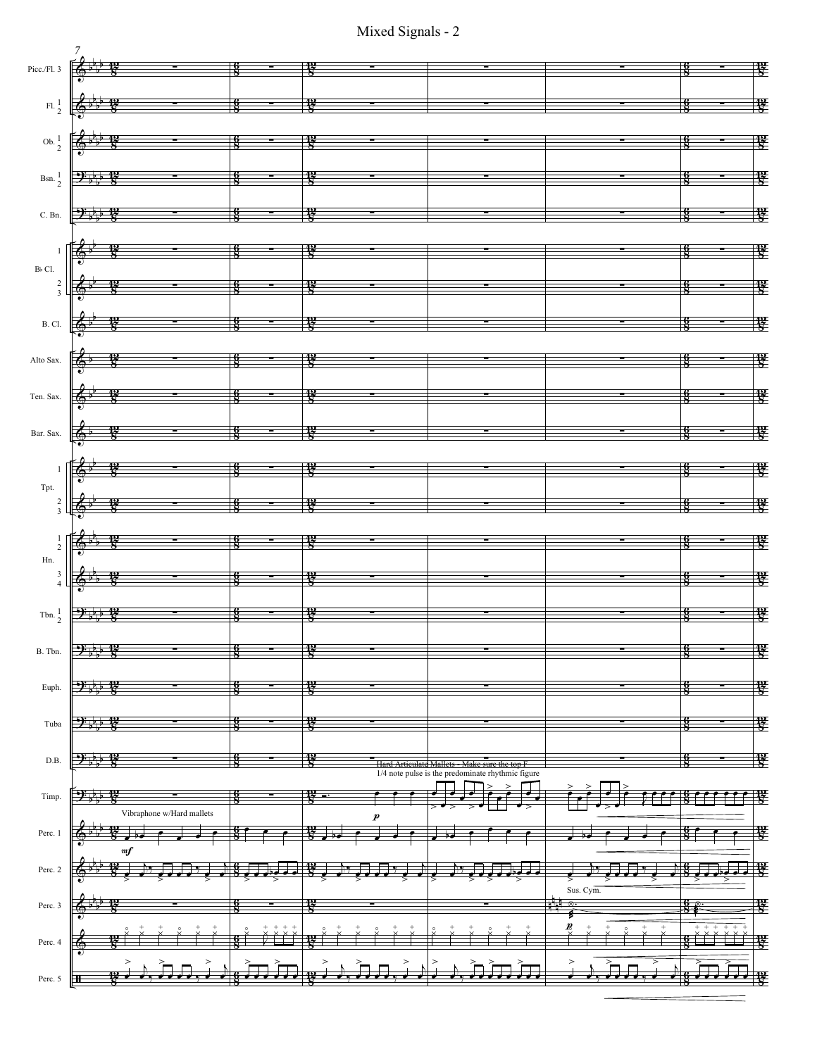Hard Articulate Mallets - Make sure the top F 1/4 note pulse is the predominate rhythmic figure

Vibraphone w/Hard mallets

Sus. Cym.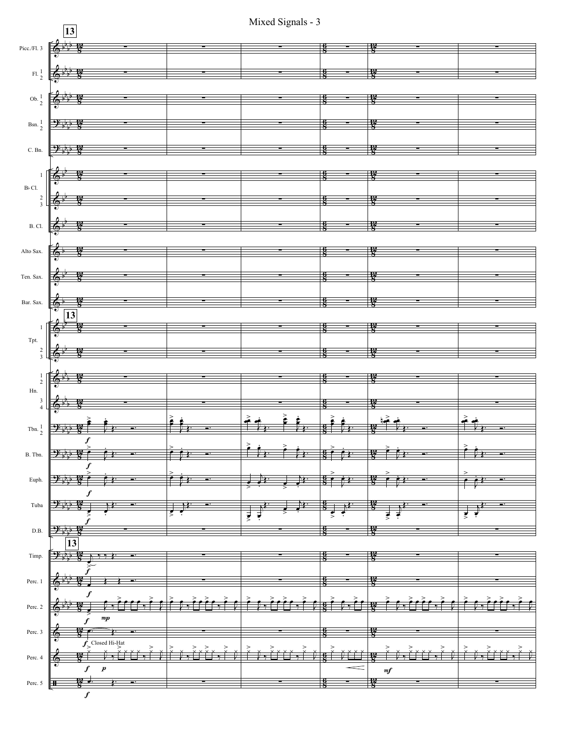13

Picc./Fl. 3

Fl. 1 2

Ob. 1 2

Bsn. 1 2

C. Bn.

B♭ Cl. 1

2 3

B. Cl.

Alto Sax.

Ten. Sax.

Bar. Sax.

Tpt. 1

2 3

Hn. 1 2

3 4

Tbn. 1 2

B. Tbn.

Euph.

Tuba

D.B.

Timp.

Perc. 1

Perc. 2

Perc. 3

Perc. 4

Perc. 5

*f* *mp* *p* *mf*

Closed Hi-Hat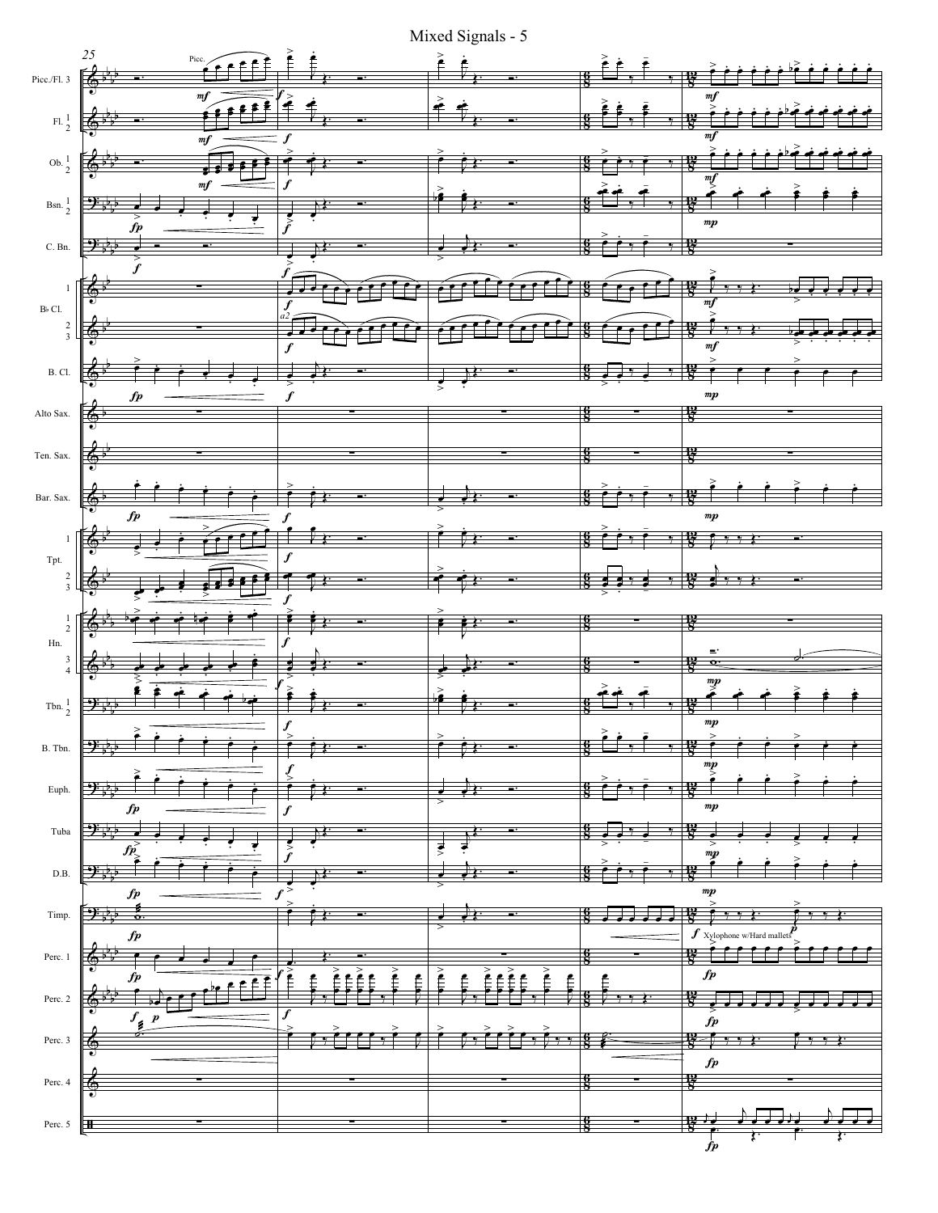# Mixed Signals - 5

25

Picc./Fl. 3 — Picc. — *mf* — *f* — *mf*

Fl. 1 2 — *mf* — *f* — *mf*

Ob. 1 2 — *mf* — *f* — *mf*

Bsn. 1 2 — *fp* — *f* — *mp*

C. Bn. — *f*

B♭ Cl. 1 — *f* — *mf*

B♭ Cl. 2 3 — *a2* — *f* — *mf*

B. Cl. — *fp* — *f* — *mp*

Alto Sax.

Ten. Sax.

Bar. Sax. — *fp* — *f* — *mp*

Tpt. 1 — *f*

Tpt. 2 3 — *f*

Hn. 1 2 — *f*

Hn. 3 4 — *f* — *mp*

Tbn. 1 2 — *f* — *mp*

B. Tbn. — *f* — *mp*

Euph. — *fp* — *f* — *mp*

Tuba — *fp* — *f* — *mp*

D.B. — *fp* — *f* — *mp*

Timp. — *fp* — *f* — *p*

Perc. 1 — *fp* — *f* — Xylophone w/Hard mallets — *fp*

Perc. 2 — *f* — *p* — *f* — *fp*

Perc. 3 — *fp*

Perc. 4

Perc. 5 — *fp*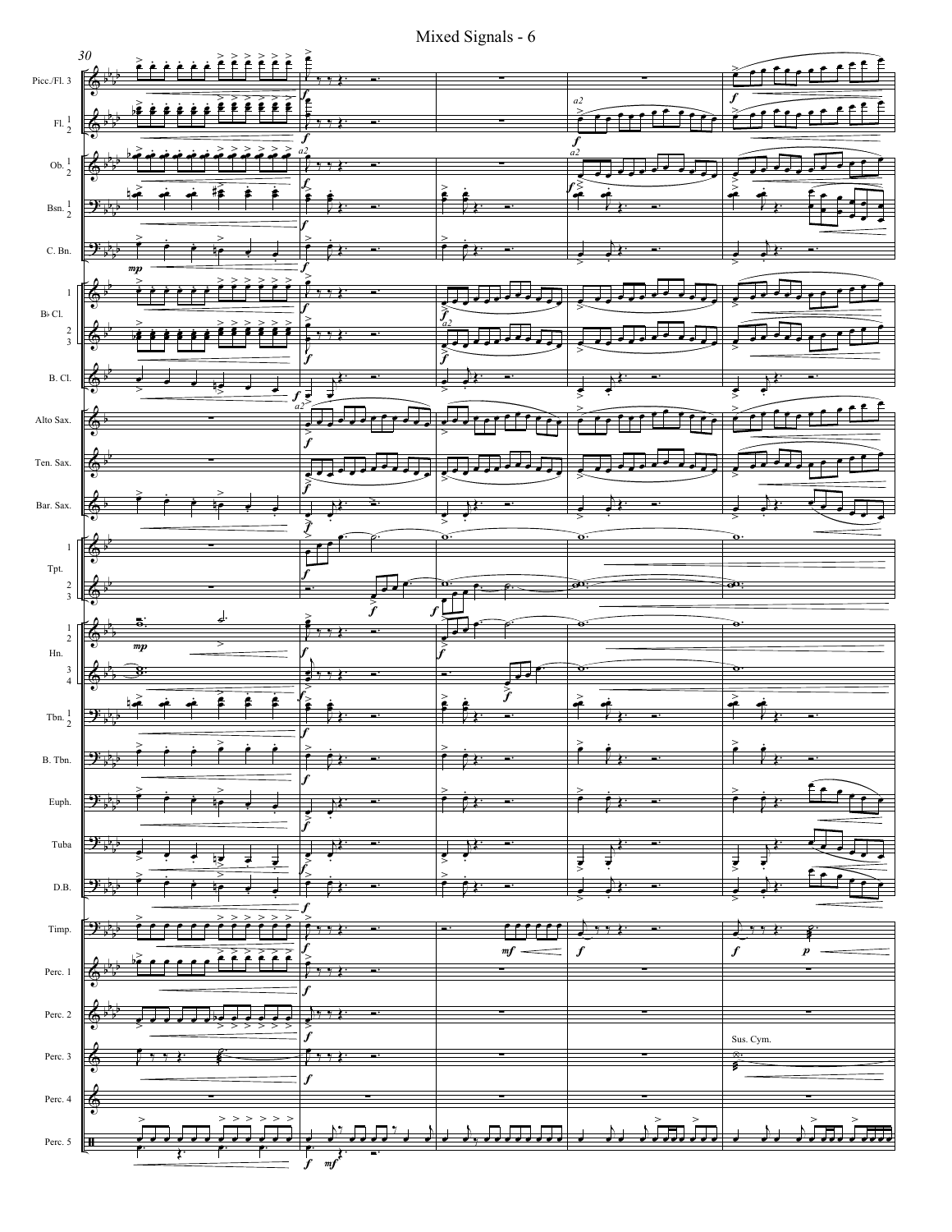30

Picc./Fl. 3

Fl. 1 2

Ob. 1 2

Bsn. 1 2

C. Bn.

B♭ Cl. 1 2 3

B. Cl.

Alto Sax.

Ten. Sax.

Bar. Sax.

Tpt. 1 2 3

Hn. 1 2 3 4

Tbn. 1 2

B. Tbn.

Euph.

Tuba

D.B.

Timp.

Perc. 1

Perc. 2

Perc. 3

Perc. 4

Perc. 5

Sus. Cym.